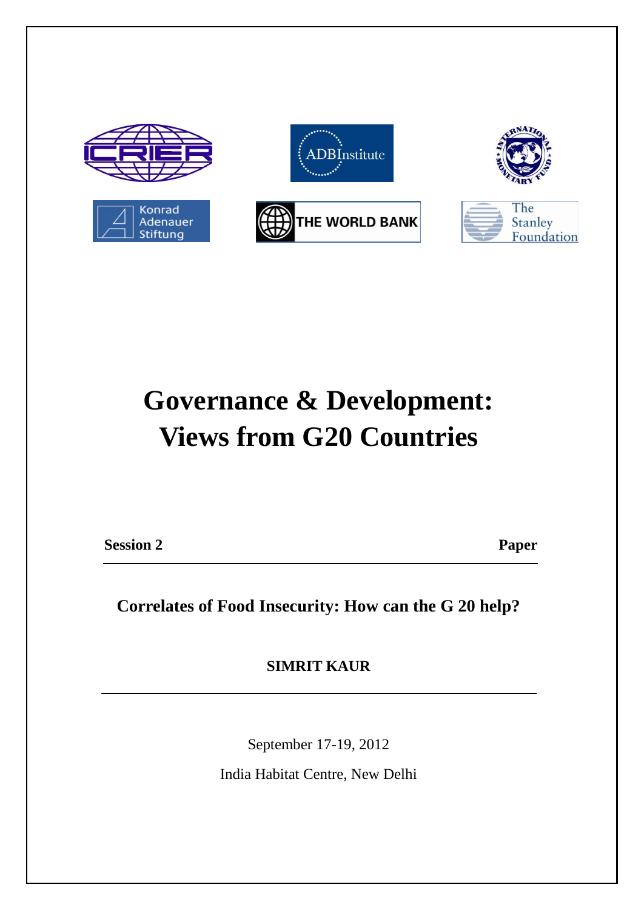# Governance & Development: Views from G20 Countries

**Session 2** **Paper**

---

## Correlates of Food Insecurity: How can the G 20 help?

**SIMRIT KAUR**

---

September 17-19, 2012

India Habitat Centre, New Delhi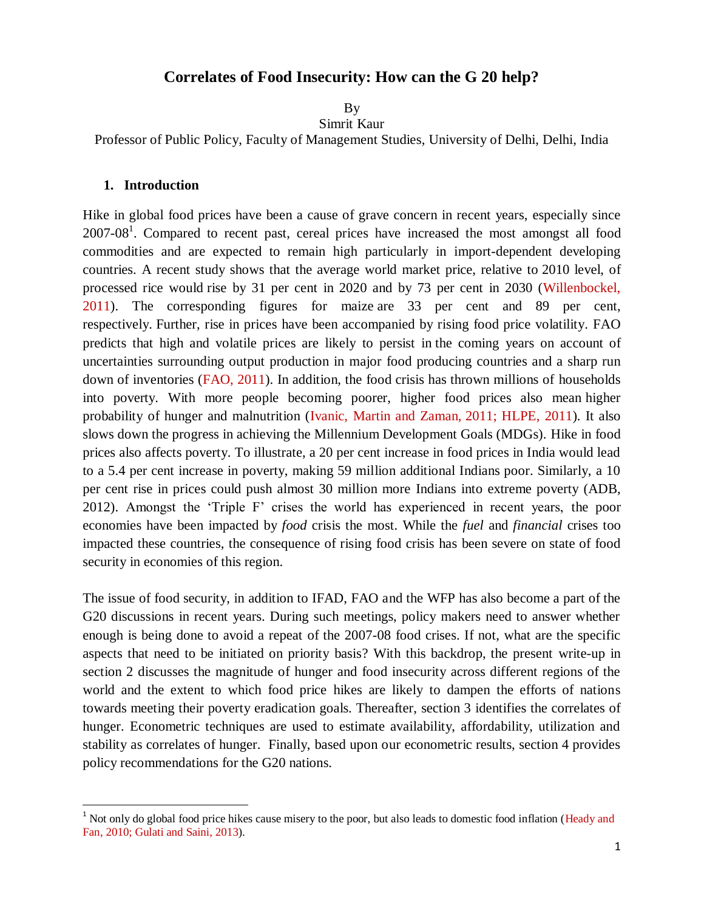# Correlates of Food Insecurity: How can the G 20 help?

By

Simrit Kaur

Professor of Public Policy, Faculty of Management Studies, University of Delhi, Delhi, India

## 1. Introduction

Hike in global food prices have been a cause of grave concern in recent years, especially since 2007-08[1]. Compared to recent past, cereal prices have increased the most amongst all food commodities and are expected to remain high particularly in import-dependent developing countries. A recent study shows that the average world market price, relative to 2010 level, of processed rice would rise by 31 per cent in 2020 and by 73 per cent in 2030 (Willenbockel, 2011). The corresponding figures for maize are 33 per cent and 89 per cent, respectively. Further, rise in prices have been accompanied by rising food price volatility. FAO predicts that high and volatile prices are likely to persist in the coming years on account of uncertainties surrounding output production in major food producing countries and a sharp run down of inventories (FAO, 2011). In addition, the food crisis has thrown millions of households into poverty. With more people becoming poorer, higher food prices also mean higher probability of hunger and malnutrition (Ivanic, Martin and Zaman, 2011; HLPE, 2011). It also slows down the progress in achieving the Millennium Development Goals (MDGs). Hike in food prices also affects poverty. To illustrate, a 20 per cent increase in food prices in India would lead to a 5.4 per cent increase in poverty, making 59 million additional Indians poor. Similarly, a 10 per cent rise in prices could push almost 30 million more Indians into extreme poverty (ADB, 2012). Amongst the 'Triple F' crises the world has experienced in recent years, the poor economies have been impacted by *food* crisis the most. While the *fuel* and *financial* crises too impacted these countries, the consequence of rising food crisis has been severe on state of food security in economies of this region.

The issue of food security, in addition to IFAD, FAO and the WFP has also become a part of the G20 discussions in recent years. During such meetings, policy makers need to answer whether enough is being done to avoid a repeat of the 2007-08 food crises. If not, what are the specific aspects that need to be initiated on priority basis? With this backdrop, the present write-up in section 2 discusses the magnitude of hunger and food insecurity across different regions of the world and the extent to which food price hikes are likely to dampen the efforts of nations towards meeting their poverty eradication goals. Thereafter, section 3 identifies the correlates of hunger. Econometric techniques are used to estimate availability, affordability, utilization and stability as correlates of hunger. Finally, based upon our econometric results, section 4 provides policy recommendations for the G20 nations.

---

[1] Not only do global food price hikes cause misery to the poor, but also leads to domestic food inflation (Heady and Fan, 2010; Gulati and Saini, 2013).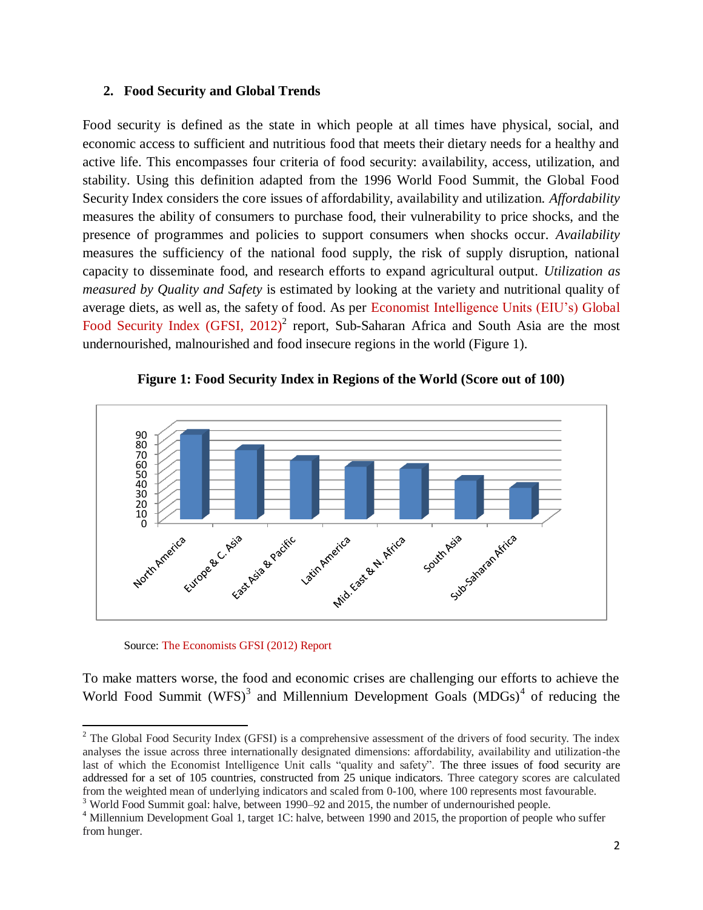## 2. Food Security and Global Trends

Food security is defined as the state in which people at all times have physical, social, and economic access to sufficient and nutritious food that meets their dietary needs for a healthy and active life. This encompasses four criteria of food security: availability, access, utilization, and stability. Using this definition adapted from the 1996 World Food Summit, the Global Food Security Index considers the core issues of affordability, availability and utilization. *Affordability* measures the ability of consumers to purchase food, their vulnerability to price shocks, and the presence of programmes and policies to support consumers when shocks occur. *Availability* measures the sufficiency of the national food supply, the risk of supply disruption, national capacity to disseminate food, and research efforts to expand agricultural output. *Utilization as measured by Quality and Safety* is estimated by looking at the variety and nutritional quality of average diets, as well as, the safety of food. As per Economist Intelligence Units (EIU's) Global Food Security Index (GFSI, 2012)[2] report, Sub-Saharan Africa and South Asia are the most undernourished, malnourished and food insecure regions in the world (Figure 1).

**Figure 1: Food Security Index in Regions of the World (Score out of 100)**

Source: The Economists GFSI (2012) Report

To make matters worse, the food and economic crises are challenging our efforts to achieve the World Food Summit (WFS)[3] and Millennium Development Goals (MDGs)[4] of reducing the

---

[2] The Global Food Security Index (GFSI) is a comprehensive assessment of the drivers of food security. The index analyses the issue across three internationally designated dimensions: affordability, availability and utilization-the last of which the Economist Intelligence Unit calls "quality and safety". The three issues of food security are addressed for a set of 105 countries, constructed from 25 unique indicators. Three category scores are calculated from the weighted mean of underlying indicators and scaled from 0-100, where 100 represents most favourable.

[3] World Food Summit goal: halve, between 1990–92 and 2015, the number of undernourished people.

[4] Millennium Development Goal 1, target 1C: halve, between 1990 and 2015, the proportion of people who suffer from hunger.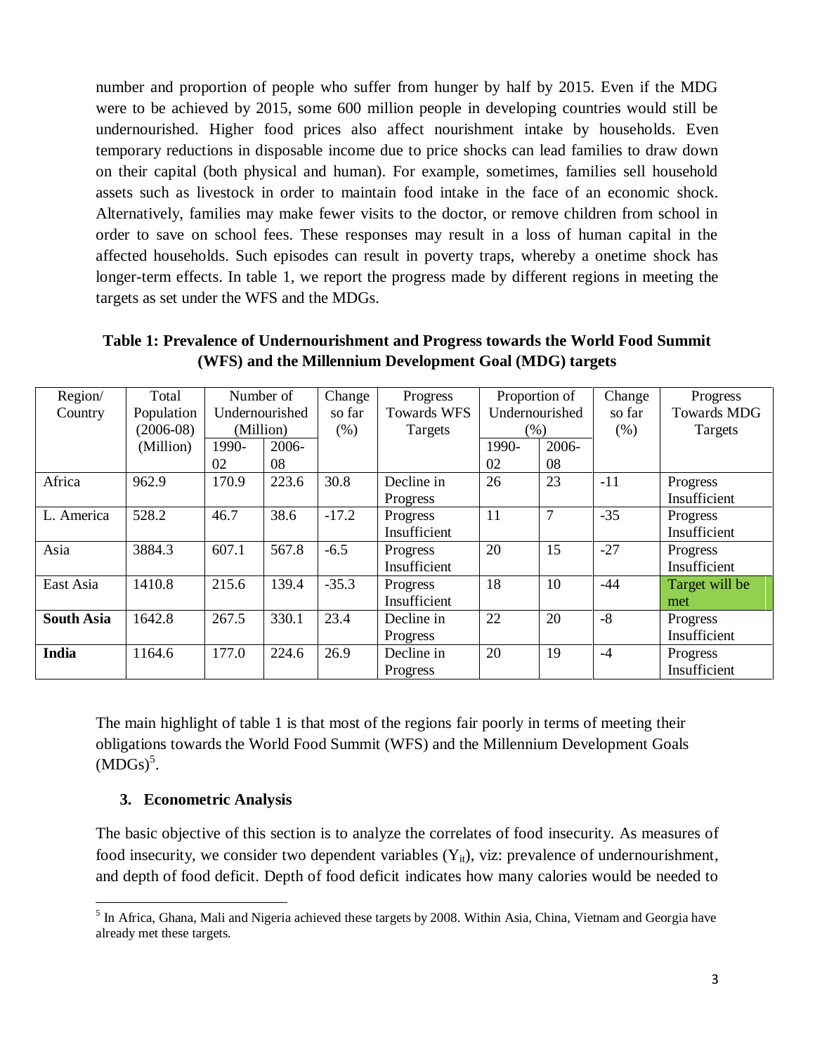number and proportion of people who suffer from hunger by half by 2015. Even if the MDG were to be achieved by 2015, some 600 million people in developing countries would still be undernourished. Higher food prices also affect nourishment intake by households. Even temporary reductions in disposable income due to price shocks can lead families to draw down on their capital (both physical and human). For example, sometimes, families sell household assets such as livestock in order to maintain food intake in the face of an economic shock. Alternatively, families may make fewer visits to the doctor, or remove children from school in order to save on school fees. These responses may result in a loss of human capital in the affected households. Such episodes can result in poverty traps, whereby a onetime shock has longer-term effects. In table 1, we report the progress made by different regions in meeting the targets as set under the WFS and the MDGs.

**Table 1: Prevalence of Undernourishment and Progress towards the World Food Summit (WFS) and the Millennium Development Goal (MDG) targets**

| Region/ Country | Total Population (2006-08) (Million) | Number of Undernourished (Million) | | Change so far (%) | Progress Towards WFS Targets | Proportion of Undernourished (%) | | Change so far (%) | Progress Towards MDG Targets |
|---|---|---|---|---|---|---|---|---|---|
| | | 1990-02 | 2006-08 | | | 1990-02 | 2006-08 | | |
| Africa | 962.9 | 170.9 | 223.6 | 30.8 | Decline in Progress | 26 | 23 | -11 | Progress Insufficient |
| L. America | 528.2 | 46.7 | 38.6 | -17.2 | Progress Insufficient | 11 | 7 | -35 | Progress Insufficient |
| Asia | 3884.3 | 607.1 | 567.8 | -6.5 | Progress Insufficient | 20 | 15 | -27 | Progress Insufficient |
| East Asia | 1410.8 | 215.6 | 139.4 | -35.3 | Progress Insufficient | 18 | 10 | -44 | Target will be met |
| **South Asia** | 1642.8 | 267.5 | 330.1 | 23.4 | Decline in Progress | 22 | 20 | -8 | Progress Insufficient |
| **India** | 1164.6 | 177.0 | 224.6 | 26.9 | Decline in Progress | 20 | 19 | -4 | Progress Insufficient |

The main highlight of table 1 is that most of the regions fair poorly in terms of meeting their obligations towards the World Food Summit (WFS) and the Millennium Development Goals (MDGs)[5].

### 3. Econometric Analysis

The basic objective of this section is to analyze the correlates of food insecurity. As measures of food insecurity, we consider two dependent variables ($Y_{it}$), viz: prevalence of undernourishment, and depth of food deficit. Depth of food deficit indicates how many calories would be needed to

[5] In Africa, Ghana, Mali and Nigeria achieved these targets by 2008. Within Asia, China, Vietnam and Georgia have already met these targets.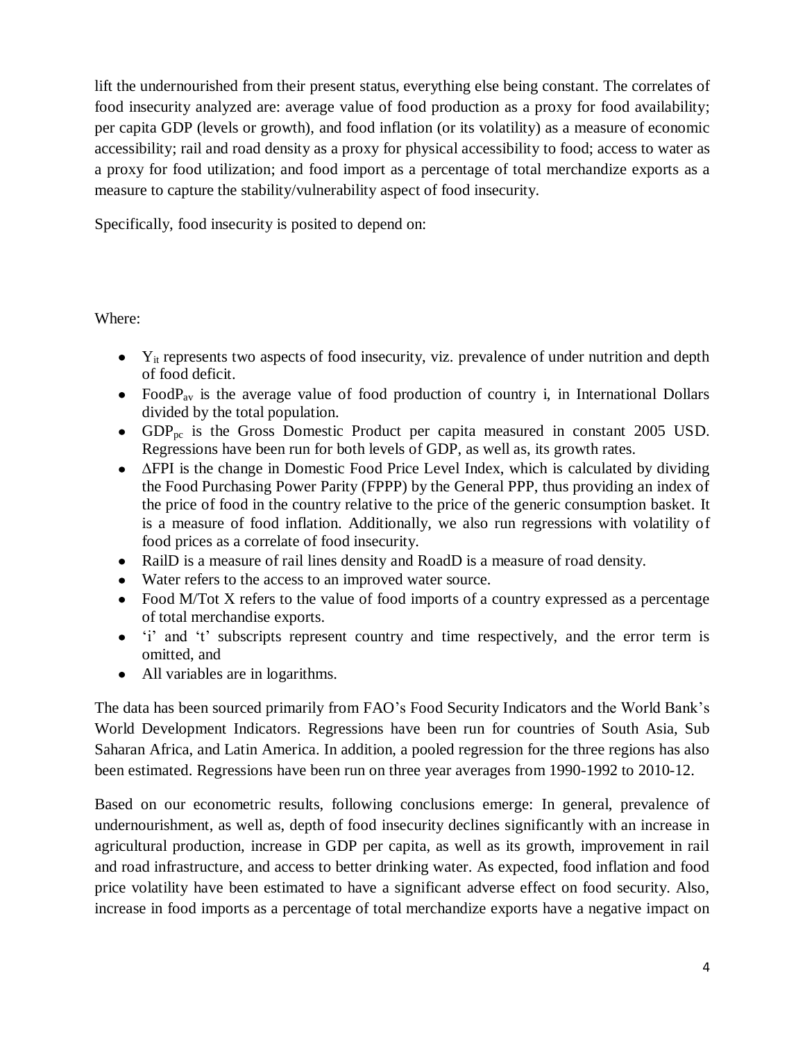lift the undernourished from their present status, everything else being constant. The correlates of food insecurity analyzed are: average value of food production as a proxy for food availability; per capita GDP (levels or growth), and food inflation (or its volatility) as a measure of economic accessibility; rail and road density as a proxy for physical accessibility to food; access to water as a proxy for food utilization; and food import as a percentage of total merchandize exports as a measure to capture the stability/vulnerability aspect of food insecurity.

Specifically, food insecurity is posited to depend on:

Where:

- $Y_{it}$ represents two aspects of food insecurity, viz. prevalence of under nutrition and depth of food deficit.
- $FoodP_{av}$ is the average value of food production of country i, in International Dollars divided by the total population.
- $GDP_{pc}$ is the Gross Domestic Product per capita measured in constant 2005 USD. Regressions have been run for both levels of GDP, as well as, its growth rates.
- $\Delta$FPI is the change in Domestic Food Price Level Index, which is calculated by dividing the Food Purchasing Power Parity (FPPP) by the General PPP, thus providing an index of the price of food in the country relative to the price of the generic consumption basket. It is a measure of food inflation. Additionally, we also run regressions with volatility of food prices as a correlate of food insecurity.
- RailD is a measure of rail lines density and RoadD is a measure of road density.
- Water refers to the access to an improved water source.
- Food M/Tot X refers to the value of food imports of a country expressed as a percentage of total merchandise exports.
- 'i' and 't' subscripts represent country and time respectively, and the error term is omitted, and
- All variables are in logarithms.

The data has been sourced primarily from FAO's Food Security Indicators and the World Bank's World Development Indicators. Regressions have been run for countries of South Asia, Sub Saharan Africa, and Latin America. In addition, a pooled regression for the three regions has also been estimated. Regressions have been run on three year averages from 1990-1992 to 2010-12.

Based on our econometric results, following conclusions emerge: In general, prevalence of undernourishment, as well as, depth of food insecurity declines significantly with an increase in agricultural production, increase in GDP per capita, as well as its growth, improvement in rail and road infrastructure, and access to better drinking water. As expected, food inflation and food price volatility have been estimated to have a significant adverse effect on food security. Also, increase in food imports as a percentage of total merchandize exports have a negative impact on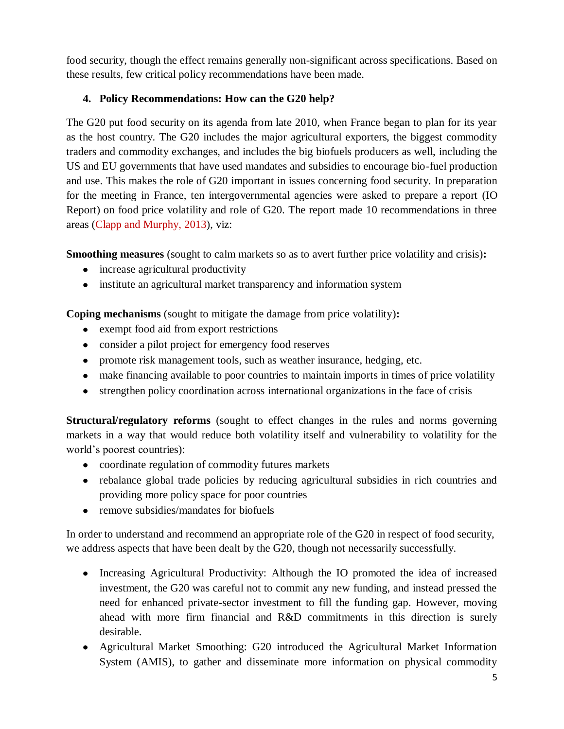food security, though the effect remains generally non-significant across specifications. Based on these results, few critical policy recommendations have been made.

## 4. Policy Recommendations: How can the G20 help?

The G20 put food security on its agenda from late 2010, when France began to plan for its year as the host country. The G20 includes the major agricultural exporters, the biggest commodity traders and commodity exchanges, and includes the big biofuels producers as well, including the US and EU governments that have used mandates and subsidies to encourage bio-fuel production and use. This makes the role of G20 important in issues concerning food security. In preparation for the meeting in France, ten intergovernmental agencies were asked to prepare a report (IO Report) on food price volatility and role of G20. The report made 10 recommendations in three areas (Clapp and Murphy, 2013), viz:

**Smoothing measures** (sought to calm markets so as to avert further price volatility and crisis)**:**

- increase agricultural productivity
- institute an agricultural market transparency and information system

**Coping mechanisms** (sought to mitigate the damage from price volatility)**:**

- exempt food aid from export restrictions
- consider a pilot project for emergency food reserves
- promote risk management tools, such as weather insurance, hedging, etc.
- make financing available to poor countries to maintain imports in times of price volatility
- strengthen policy coordination across international organizations in the face of crisis

**Structural/regulatory reforms** (sought to effect changes in the rules and norms governing markets in a way that would reduce both volatility itself and vulnerability to volatility for the world's poorest countries):

- coordinate regulation of commodity futures markets
- rebalance global trade policies by reducing agricultural subsidies in rich countries and providing more policy space for poor countries
- remove subsidies/mandates for biofuels

In order to understand and recommend an appropriate role of the G20 in respect of food security, we address aspects that have been dealt by the G20, though not necessarily successfully.

- Increasing Agricultural Productivity: Although the IO promoted the idea of increased investment, the G20 was careful not to commit any new funding, and instead pressed the need for enhanced private-sector investment to fill the funding gap. However, moving ahead with more firm financial and R&D commitments in this direction is surely desirable.
- Agricultural Market Smoothing: G20 introduced the Agricultural Market Information System (AMIS), to gather and disseminate more information on physical commodity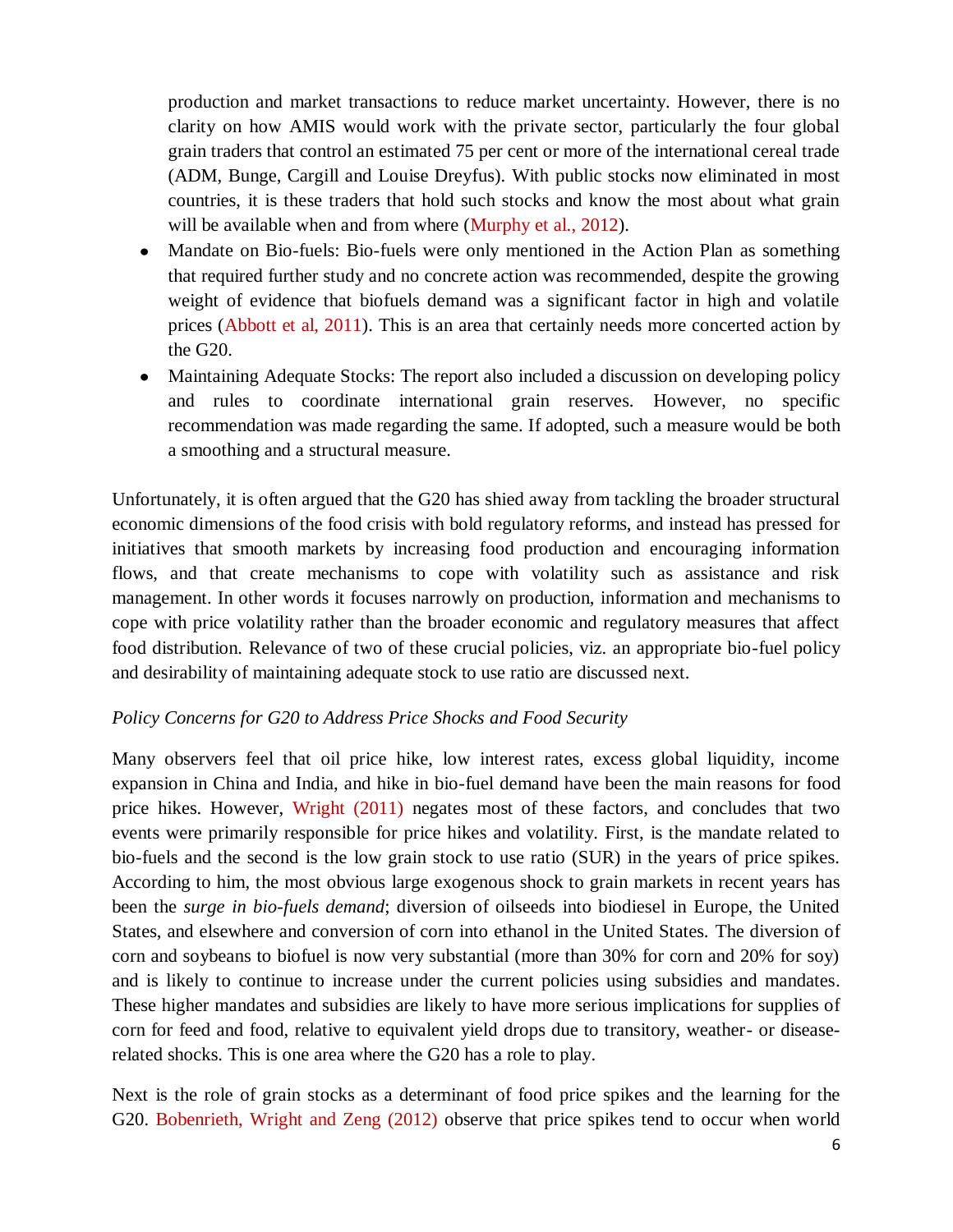production and market transactions to reduce market uncertainty. However, there is no clarity on how AMIS would work with the private sector, particularly the four global grain traders that control an estimated 75 per cent or more of the international cereal trade (ADM, Bunge, Cargill and Louise Dreyfus). With public stocks now eliminated in most countries, it is these traders that hold such stocks and know the most about what grain will be available when and from where (Murphy et al., 2012).

- Mandate on Bio-fuels: Bio-fuels were only mentioned in the Action Plan as something that required further study and no concrete action was recommended, despite the growing weight of evidence that biofuels demand was a significant factor in high and volatile prices (Abbott et al, 2011). This is an area that certainly needs more concerted action by the G20.
- Maintaining Adequate Stocks: The report also included a discussion on developing policy and rules to coordinate international grain reserves. However, no specific recommendation was made regarding the same. If adopted, such a measure would be both a smoothing and a structural measure.

Unfortunately, it is often argued that the G20 has shied away from tackling the broader structural economic dimensions of the food crisis with bold regulatory reforms, and instead has pressed for initiatives that smooth markets by increasing food production and encouraging information flows, and that create mechanisms to cope with volatility such as assistance and risk management. In other words it focuses narrowly on production, information and mechanisms to cope with price volatility rather than the broader economic and regulatory measures that affect food distribution. Relevance of two of these crucial policies, viz. an appropriate bio-fuel policy and desirability of maintaining adequate stock to use ratio are discussed next.

*Policy Concerns for G20 to Address Price Shocks and Food Security*

Many observers feel that oil price hike, low interest rates, excess global liquidity, income expansion in China and India, and hike in bio-fuel demand have been the main reasons for food price hikes. However, Wright (2011) negates most of these factors, and concludes that two events were primarily responsible for price hikes and volatility. First, is the mandate related to bio-fuels and the second is the low grain stock to use ratio (SUR) in the years of price spikes. According to him, the most obvious large exogenous shock to grain markets in recent years has been the *surge in bio-fuels demand*; diversion of oilseeds into biodiesel in Europe, the United States, and elsewhere and conversion of corn into ethanol in the United States. The diversion of corn and soybeans to biofuel is now very substantial (more than 30% for corn and 20% for soy) and is likely to continue to increase under the current policies using subsidies and mandates. These higher mandates and subsidies are likely to have more serious implications for supplies of corn for feed and food, relative to equivalent yield drops due to transitory, weather- or disease-related shocks. This is one area where the G20 has a role to play.

Next is the role of grain stocks as a determinant of food price spikes and the learning for the G20. Bobenrieth, Wright and Zeng (2012) observe that price spikes tend to occur when world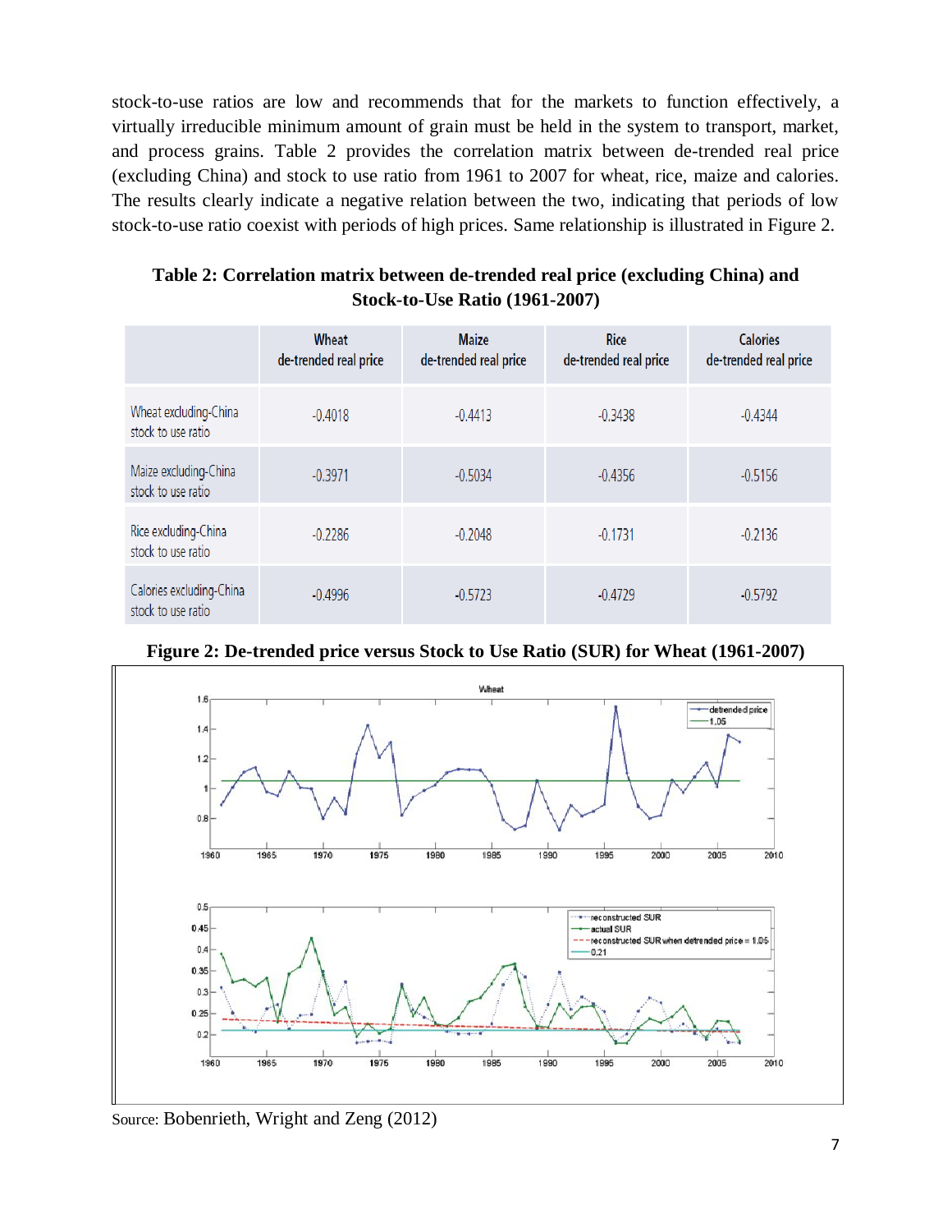stock-to-use ratios are low and recommends that for the markets to function effectively, a virtually irreducible minimum amount of grain must be held in the system to transport, market, and process grains. Table 2 provides the correlation matrix between de-trended real price (excluding China) and stock to use ratio from 1961 to 2007 for wheat, rice, maize and calories. The results clearly indicate a negative relation between the two, indicating that periods of low stock-to-use ratio coexist with periods of high prices. Same relationship is illustrated in Figure 2.

**Table 2: Correlation matrix between de-trended real price (excluding China) and Stock-to-Use Ratio (1961-2007)**

| | Wheat de-trended real price | Maize de-trended real price | Rice de-trended real price | Calories de-trended real price |
|---|---|---|---|---|
| Wheat excluding-China stock to use ratio | -0.4018 | -0.4413 | -0.3438 | -0.4344 |
| Maize excluding-China stock to use ratio | -0.3971 | -0.5034 | -0.4356 | -0.5156 |
| Rice excluding-China stock to use ratio | -0.2286 | -0.2048 | -0.1731 | -0.2136 |
| Calories excluding-China stock to use ratio | -0.4996 | -0.5723 | -0.4729 | -0.5792 |

**Figure 2: De-trended price versus Stock to Use Ratio (SUR) for Wheat (1961-2007)**

Source: Bobenrieth, Wright and Zeng (2012)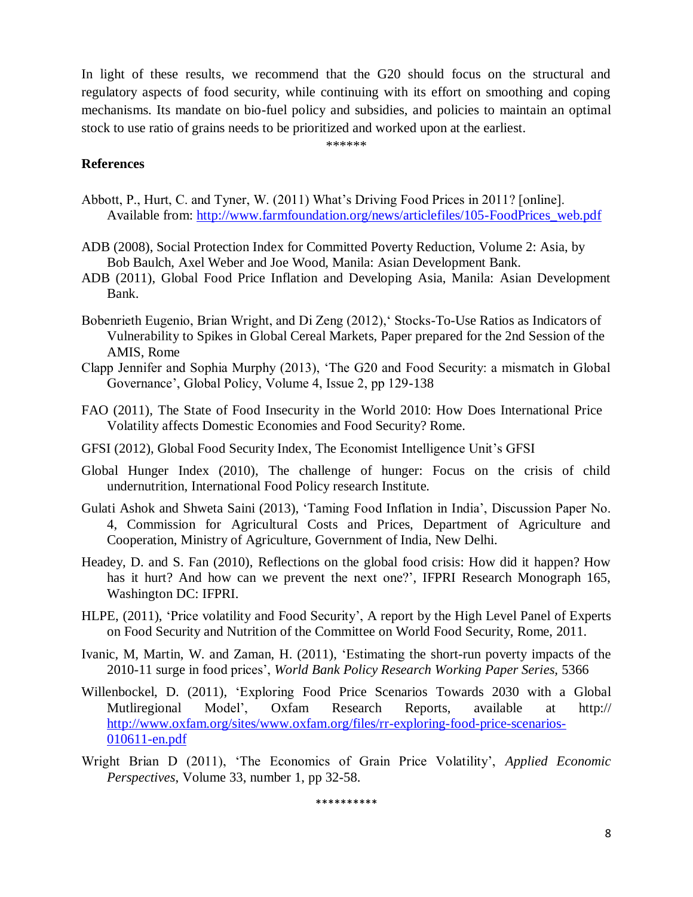In light of these results, we recommend that the G20 should focus on the structural and regulatory aspects of food security, while continuing with its effort on smoothing and coping mechanisms. Its mandate on bio-fuel policy and subsidies, and policies to maintain an optimal stock to use ratio of grains needs to be prioritized and worked upon at the earliest.

******

## References

Abbott, P., Hurt, C. and Tyner, W. (2011) What's Driving Food Prices in 2011? [online]. Available from: http://www.farmfoundation.org/news/articlefiles/105-FoodPrices_web.pdf

ADB (2008), Social Protection Index for Committed Poverty Reduction, Volume 2: Asia, by Bob Baulch, Axel Weber and Joe Wood, Manila: Asian Development Bank.

ADB (2011), Global Food Price Inflation and Developing Asia, Manila: Asian Development Bank.

Bobenrieth Eugenio, Brian Wright, and Di Zeng (2012),' Stocks-To-Use Ratios as Indicators of Vulnerability to Spikes in Global Cereal Markets, Paper prepared for the 2nd Session of the AMIS, Rome

Clapp Jennifer and Sophia Murphy (2013), 'The G20 and Food Security: a mismatch in Global Governance', Global Policy, Volume 4, Issue 2, pp 129-138

FAO (2011), The State of Food Insecurity in the World 2010: How Does International Price Volatility affects Domestic Economies and Food Security? Rome.

GFSI (2012), Global Food Security Index, The Economist Intelligence Unit's GFSI

Global Hunger Index (2010), The challenge of hunger: Focus on the crisis of child undernutrition, International Food Policy research Institute.

Gulati Ashok and Shweta Saini (2013), 'Taming Food Inflation in India', Discussion Paper No. 4, Commission for Agricultural Costs and Prices, Department of Agriculture and Cooperation, Ministry of Agriculture, Government of India, New Delhi.

Headey, D. and S. Fan (2010), Reflections on the global food crisis: How did it happen? How has it hurt? And how can we prevent the next one?', IFPRI Research Monograph 165, Washington DC: IFPRI.

HLPE, (2011), 'Price volatility and Food Security', A report by the High Level Panel of Experts on Food Security and Nutrition of the Committee on World Food Security, Rome, 2011.

Ivanic, M, Martin, W. and Zaman, H. (2011), 'Estimating the short-run poverty impacts of the 2010-11 surge in food prices', *World Bank Policy Research Working Paper Series*, 5366

Willenbockel, D. (2011), 'Exploring Food Price Scenarios Towards 2030 with a Global Mutliregional Model', Oxfam Research Reports, available at http:// http://www.oxfam.org/sites/www.oxfam.org/files/rr-exploring-food-price-scenarios-010611-en.pdf

Wright Brian D (2011), 'The Economics of Grain Price Volatility', *Applied Economic Perspectives*, Volume 33, number 1, pp 32-58.

**********